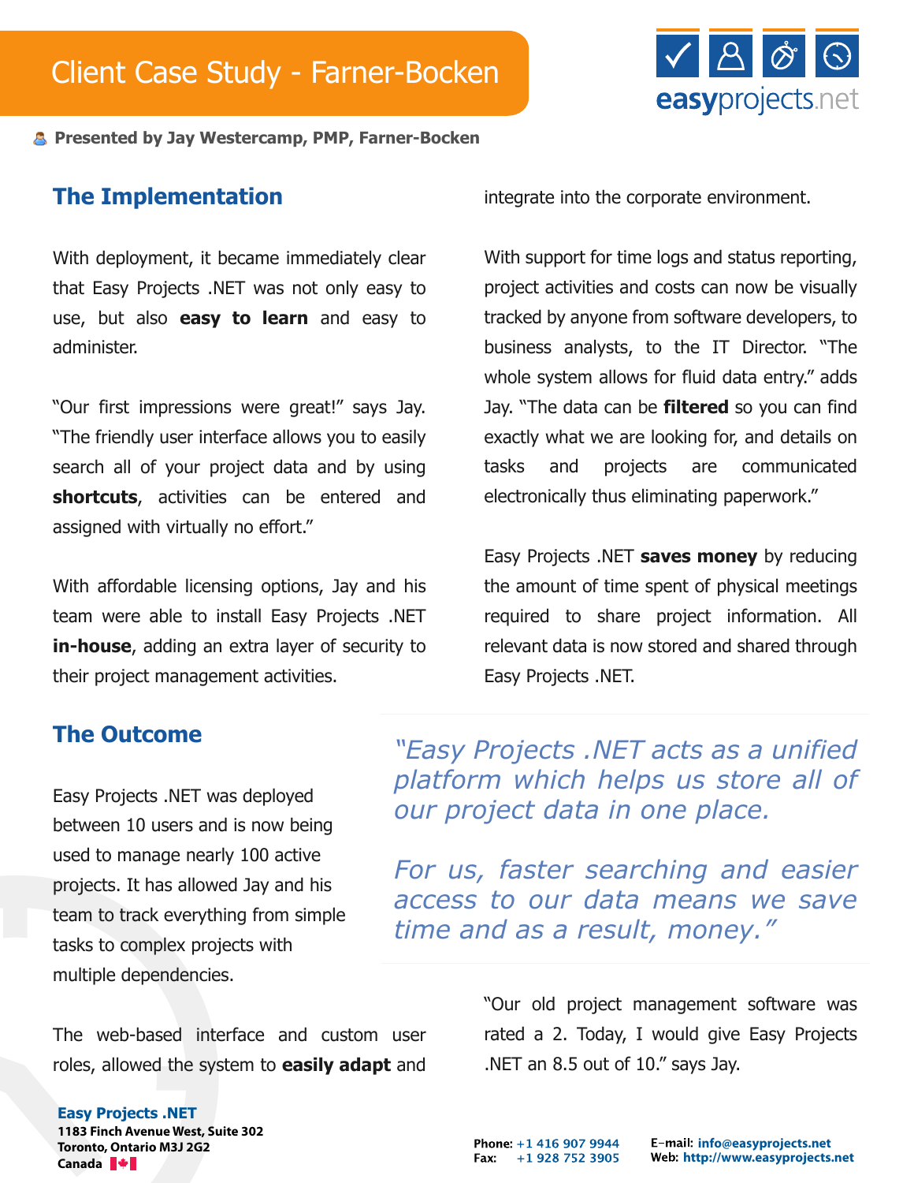# Client Case Study - Farner-Bocken

**Presented by Jay Westercamp, PMP, Farner-Bocken**

## The Implementation

With deployment, it became immediately clear that Easy Projects .NET was not only easy to use, but also **easy to learn** and easy to administer.

"Our first impressions were great!" says Jay. "The friendly user interface allows you to easily search all of your project data and by using **shortcuts**, activities can be entered and assigned with virtually no effort."

With affordable licensing options, Jay and his team were able to install Easy Projects .NET **in-house**, adding an extra layer of security to their project management activities.

## The Outcome

Easy Projects .NET was deployed between 10 users and is now being used to manage nearly 100 active projects. It has allowed Jay and his team to track everything from simple tasks to complex projects with multiple dependencies.

The web-based interface and custom user roles, allowed the system to **easily adapt** and integrate into the corporate environment.

With support for time logs and status reporting, project activities and costs can now be visually tracked by anyone from software developers, to business analysts, to the IT Director. "The whole system allows for fluid data entry." adds Jay. "The data can be **filtered** so you can find exactly what we are looking for, and details on tasks and projects are communicated electronically thus eliminating paperwork."

Easy Projects .NET **saves money** by reducing the amount of time spent of physical meetings required to share project information. All relevant data is now stored and shared through Easy Projects .NET.

> *"Easy Projects .NET acts as a unified platform which helps us store all of our project data in one place.*
>
> *For us, faster searching and easier access to our data means we save time and as a result, money."*

"Our old project management software was rated a 2. Today, I would give Easy Projects .NET an 8.5 out of 10." says Jay.

**Easy Projects .NET**
**1183 Finch Avenue West, Suite 302**
**Toronto, Ontario M3J 2G2**
**Canada**

**Phone:** +1 416 907 9944
**Fax:** +1 928 752 3905

**E-mail:** info@easyprojects.net
**Web:** http://www.easyprojects.net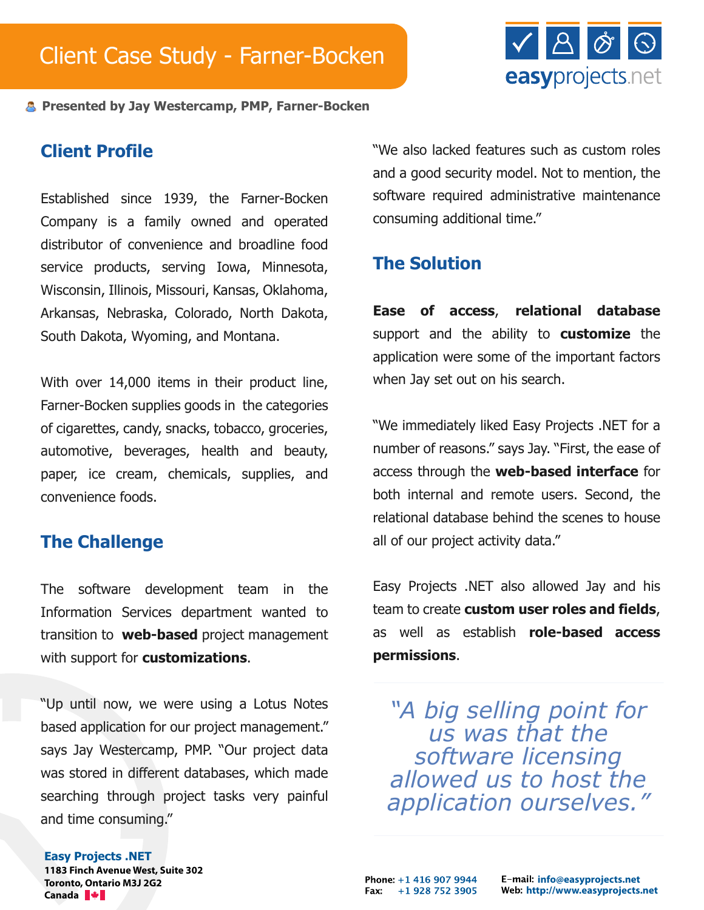# Client Case Study - Farner-Bocken

**Presented by Jay Westercamp, PMP, Farner-Bocken**

## Client Profile

Established since 1939, the Farner-Bocken Company is a family owned and operated distributor of convenience and broadline food service products, serving Iowa, Minnesota, Wisconsin, Illinois, Missouri, Kansas, Oklahoma, Arkansas, Nebraska, Colorado, North Dakota, South Dakota, Wyoming, and Montana.

With over 14,000 items in their product line, Farner-Bocken supplies goods in the categories of cigarettes, candy, snacks, tobacco, groceries, automotive, beverages, health and beauty, paper, ice cream, chemicals, supplies, and convenience foods.

## The Challenge

The software development team in the Information Services department wanted to transition to **web-based** project management with support for **customizations**.

"Up until now, we were using a Lotus Notes based application for our project management." says Jay Westercamp, PMP. "Our project data was stored in different databases, which made searching through project tasks very painful and time consuming."

"We also lacked features such as custom roles and a good security model. Not to mention, the software required administrative maintenance consuming additional time."

## The Solution

**Ease of access**, **relational database** support and the ability to **customize** the application were some of the important factors when Jay set out on his search.

"We immediately liked Easy Projects .NET for a number of reasons." says Jay. "First, the ease of access through the **web-based interface** for both internal and remote users. Second, the relational database behind the scenes to house all of our project activity data."

Easy Projects .NET also allowed Jay and his team to create **custom user roles and fields**, as well as establish **role-based access permissions**.

*"A big selling point for us was that the software licensing allowed us to host the application ourselves."*

**Easy Projects .NET**
1183 Finch Avenue West, Suite 302
Toronto, Ontario M3J 2G2
Canada

Phone: +1 416 907 9944
Fax: +1 928 752 3905

E-mail: info@easyprojects.net
Web: http://www.easyprojects.net